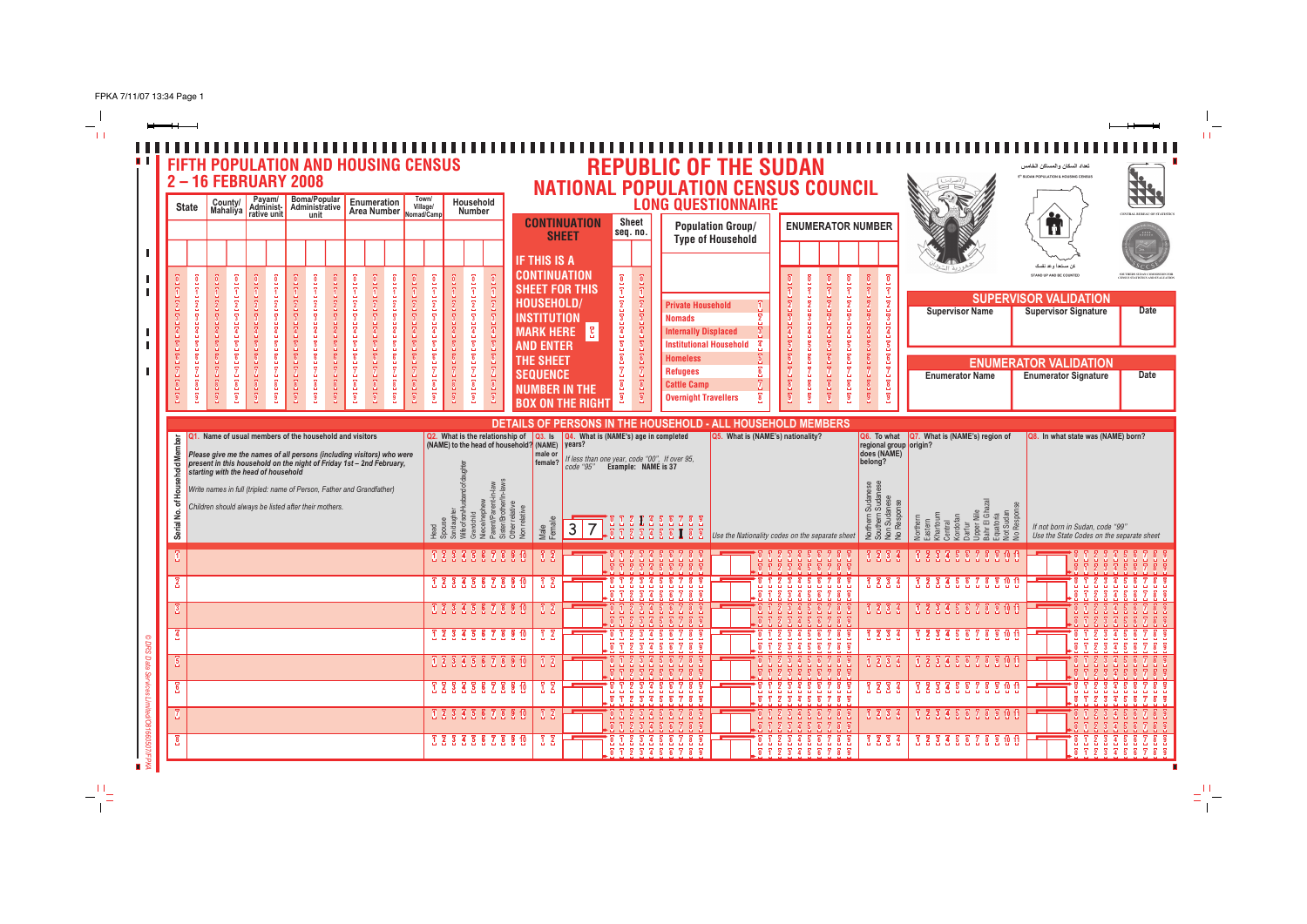# FIFTH POPULATION AND HOUSING CENSUS
## 2 – 16 FEBRUARY 2008

# REPUBLIC OF THE SUDAN
## NATIONAL POPULATION CENSUS COUNCIL
### LONG QUESTIONNAIRE

تعداد السكان والمساكن الخامس

5th SUDAN POPULATION & HOUSING CENSUS

كن مستعدا وعد نفسك

STAND UP AND BE COUNTED

CENTRAL BUREAU OF STATISTICS

SOUTHERN SUDAN COMMISSION FOR CENSUS STATISTICS AND EVALUATION

| State | County/ Mahaliya | Payam/ Administrative unit | Boma/Popular Administrative unit | Enumeration Area Number | Town/ Village/ Nomad/Camp | Household Number |
|---|---|---|---|---|---|---|
| | | | | | | |

**CONTINUATION SHEET**

**IF THIS IS A CONTINUATION SHEET FOR THIS HOUSEHOLD/ INSTITUTION MARK HERE AND ENTER THE SHEET SEQUENCE NUMBER IN THE BOX ON THE RIGHT**

**Sheet seq. no.**

**Population Group/ Type of Household**

- Private Household 1
- Nomads 2
- Internally Displaced 3
- Institutional Household 4
- Homeless 5
- Refugees 6
- Cattle Camp 7
- Overnight Travellers 8

**ENUMERATOR NUMBER**

| SUPERVISOR VALIDATION | | |
|---|---|---|
| Supervisor Name | Supervisor Signature | Date |
| | | |

| ENUMERATOR VALIDATION | | |
|---|---|---|
| Enumerator Name | Enumerator Signature | Date |
| | | |

## DETAILS OF PERSONS IN THE HOUSEHOLD - ALL HOUSEHOLD MEMBERS

| Serial No. of Household Member | Q1. Name of usual members of the household and visitors. *Please give me the names of all persons (including visitors) who were present in this household on the night of Friday 1st – 2nd February, starting with the head of household.* *Write names in full (tripled: name of Person, Father and Grandfather)* *Children should always be listed after their mothers.* | Q2. What is the relationship of (NAME) to the head of household? Head 1, Spouse 2, Son/daughter 3, Wife of son/Husband of daughter 4, Grandchild 5, Niece/nephew 6, Parent/Parent-in-law 7, Sister/Brother/In-laws 8, Other relative 9, Non relative 10 | Q3. Is (NAME) male or female? Male 1, Female 2 | Q4. What is (NAME)'s age in completed years? *If less than one year, code "00". If over 95, code "95"* Example: NAME is 37 | Q5. What is (NAME)'s nationality? Use the Nationality codes on the separate sheet | Q6. To what regional group does (NAME) belong? Northern Sudanese 1, Southern Sudanese 2, Non Sudanese 3, No Response 4 | Q7. What is (NAME)'s region of origin? Northern 1, Eastern 2, Khartoum 3, Central 4, Kordofan 5, Darfur 6, Upper Nile 7, Bahr El Ghazal 8, Equatoria 9, Not Sudan 10, No Response 11 | Q8. In what state was (NAME) born? *If not born in Sudan, code "99"* Use the State Codes on the separate sheet |
|---|---|---|---|---|---|---|---|---|
| 1 | | | | | | | | |
| 2 | | | | | | | | |
| 3 | | | | | | | | |
| 4 | | | | | | | | |
| 5 | | | | | | | | |
| 6 | | | | | | | | |
| 7 | | | | | | | | |
| 8 | | | | | | | | |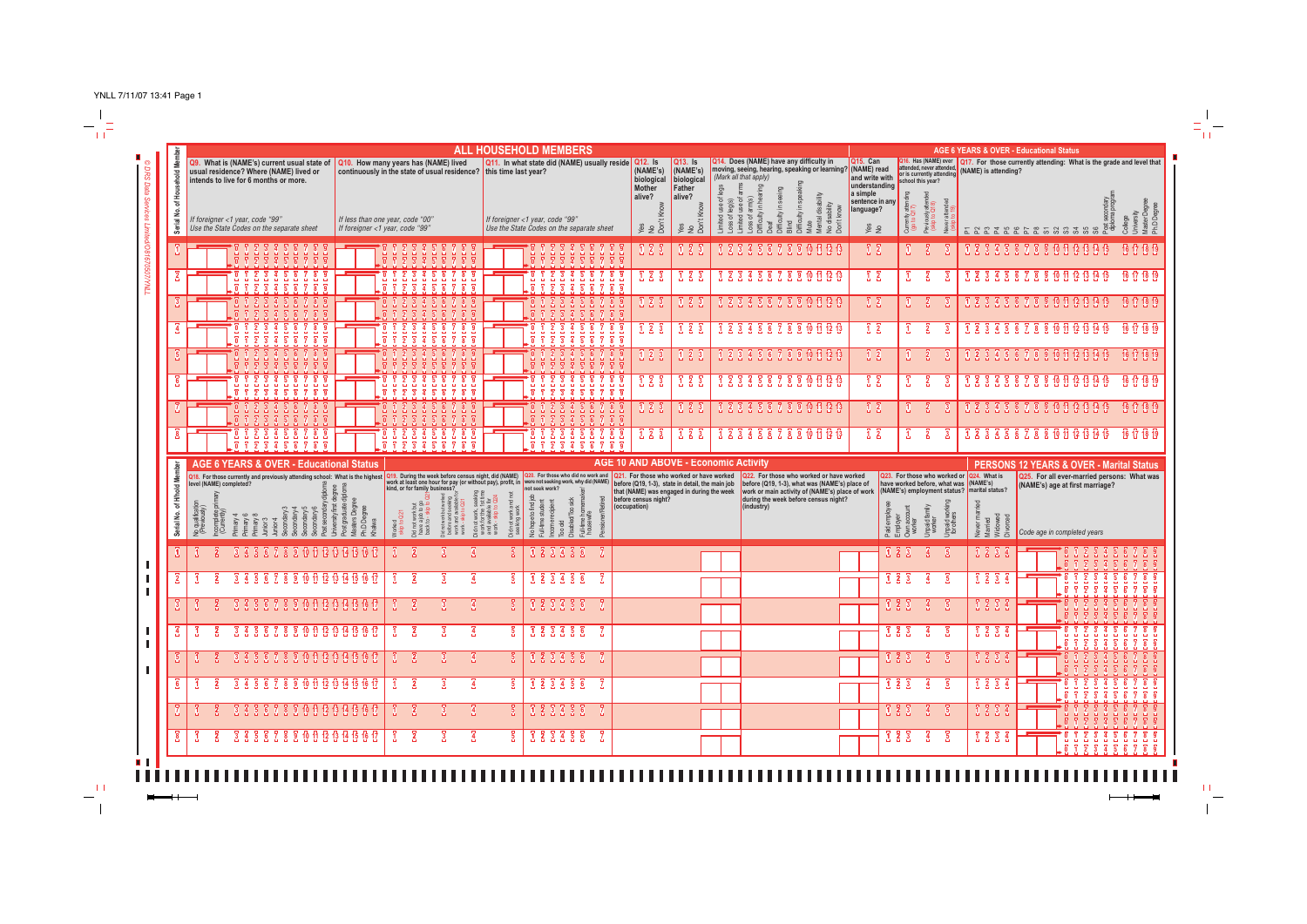## ALL HOUSEHOLD MEMBERS

| Serial No. of Household Member | Q9. What is (NAME'S) current usual state of usual residence? Where (NAME) lived or intends to live for 6 months or more. *If foreigner <1 year, code "99"* *Use the State Codes on the separate sheet* | Q10. How many years has (NAME) lived continuously in the state of usual residence? *If less than one year, code "00"* *If foreigner <1 year, code "99"* | Q11. In what state did (NAME) usually reside this time last year? *If foreigner <1 year, code "99"* *Use the State Codes on the separate sheet* | Q12. Is (NAME'S) biological Mother alive? Yes / No / Don't Know | Q13. Is (NAME'S) biological Father alive? Yes / No / Don't Know | Q14. Does (NAME) have any difficulty in moving, seeing, hearing, speaking or learning? *(Mark all that apply)* Limited use of legs / Loss of leg(s) / Limited use of arms / Loss of arm(s) / Difficulty in hearing / Deaf / Difficulty in seeing / Blind / Difficulty in speaking / Mute / Mental disability / No disability / Don't know | Q15. Can (NAME) read and write with understanding a simple sentence in any language? Yes / No |
|---|---|---|---|---|---|---|---|
| 1 | | | | 1 2 3 | 1 2 3 | 1 2 3 4 5 6 7 8 9 10 11 12 13 | 1 2 |
| 2 | | | | 1 2 3 | 1 2 3 | 1 2 3 4 5 6 7 8 9 10 11 12 13 | 1 2 |
| 3 | | | | 1 2 3 | 1 2 3 | 1 2 3 4 5 6 7 8 9 10 11 12 13 | 1 2 |
| 4 | | | | 1 2 3 | 1 2 3 | 1 2 3 4 5 6 7 8 9 10 11 12 13 | 1 2 |
| 5 | | | | 1 2 3 | 1 2 3 | 1 2 3 4 5 6 7 8 9 10 11 12 13 | 1 2 |
| 6 | | | | 1 2 3 | 1 2 3 | 1 2 3 4 5 6 7 8 9 10 11 12 13 | 1 2 |
| 7 | | | | 1 2 3 | 1 2 3 | 1 2 3 4 5 6 7 8 9 10 11 12 13 | 1 2 |
| 8 | | | | 1 2 3 | 1 2 3 | 1 2 3 4 5 6 7 8 9 10 11 12 13 | 1 2 |

## AGE 6 YEARS & OVER - Educational Status

| Serial No. | Q16. Has (NAME) ever attended, never attended, or is currently attending school this year? Currently attending (go to Q17) / Previously attended (skip to Q18) / Never attended (skip to 19) | Q17. For those currently attending: What is the grade and level that (NAME) is attending? P1 P2 P3 P4 P5 P6 P7 P8 S1 S2 S3 S4 S5 S6 Post secondary diploma program / College / University / Master Degree / Ph.D Degree |
|---|---|---|
| 1 | 1 2 3 | 1 2 3 4 5 6 7 8 9 10 11 12 13 14 15 16 17 18 19 |
| 2 | 1 2 3 | 1 2 3 4 5 6 7 8 9 10 11 12 13 14 15 16 17 18 19 |
| 3 | 1 2 3 | 1 2 3 4 5 6 7 8 9 10 11 12 13 14 15 16 17 18 19 |
| 4 | 1 2 3 | 1 2 3 4 5 6 7 8 9 10 11 12 13 14 15 16 17 18 19 |
| 5 | 1 2 3 | 1 2 3 4 5 6 7 8 9 10 11 12 13 14 15 16 17 18 19 |
| 6 | 1 2 3 | 1 2 3 4 5 6 7 8 9 10 11 12 13 14 15 16 17 18 19 |
| 7 | 1 2 3 | 1 2 3 4 5 6 7 8 9 10 11 12 13 14 15 16 17 18 19 |
| 8 | 1 2 3 | 1 2 3 4 5 6 7 8 9 10 11 12 13 14 15 16 17 18 19 |

## AGE 6 YEARS & OVER - Educational Status / AGE 10 AND ABOVE - Economic Activity / PERSONS 12 YEARS & OVER - Marital Status

| Serial No. of H'hold Member | Q18. For those currently and previously attending school: What is the highest level (NAME) completed? No qualification (Previously) / Incomplete primary (Currently) / Primary 4 / Primary 6 / Primary 8 / Junior 3 / Junior 4 / Secondary 3 / Secondary 4 / Secondary 5 / Secondary 6 / Post secondary diploma / University first degree / Post graduate diploma / Masters Degree / Ph.D Degree / Khalwa | Q19. During the week before census night, did (NAME) work at least one hour for pay (or without pay), profit, in kind, or for family business? Worked (skip to Q21) / Did not work but have a job to go back to (skip to Q21) / Did not work but worked before and available for work (skip to Q20) / Out of work, seeking work for the first time and available for work (skip to Q24) / Out of work and not seeking work | Q20. For those who did no work and were not seeking work, why did (NAME) not seek work? No hope to find job / Full-time student / Income recipient / Too old / Disabled/Too sick / Full-time homemaker/housewife / Pensioner/Retired | Q21. For those who worked or have worked before (Q19, 1-3), state in detail, the main job that (NAME) was engaged in during the week before census night? (occupation) | Q22. For those who worked or have worked before (Q19, 1-3), what was (NAME's) place of work or main activity of (NAME's) place of work during the week before census night? (industry) | Q23. For those who worked or have worked before, what was (NAME's) employment status? Paid employee / Employer / Own account worker / Unpaid family worker / Unpaid working for others | Q24. What is (NAME's) marital status? Never married / Married / Widowed / Divorced | Q25. For all ever-married persons: What was (NAME's) age at first marriage? *Code age in completed years* |
|---|---|---|---|---|---|---|---|---|
| 1 | 1 2 3 4 5 6 7 8 9 10 11 12 13 14 15 16 17 | 1 2 3 4 5 | 1 2 3 4 5 6 7 | | | 1 2 3 4 5 | 1 2 3 4 | |
| 2 | 1 2 3 4 5 6 7 8 9 10 11 12 13 14 15 16 17 | 1 2 3 4 5 | 1 2 3 4 5 6 7 | | | 1 2 3 4 5 | 1 2 3 4 | |
| 3 | 1 2 3 4 5 6 7 8 9 10 11 12 13 14 15 16 17 | 1 2 3 4 5 | 1 2 3 4 5 6 7 | | | 1 2 3 4 5 | 1 2 3 4 | |
| 4 | 1 2 3 4 5 6 7 8 9 10 11 12 13 14 15 16 17 | 1 2 3 4 5 | 1 2 3 4 5 6 7 | | | 1 2 3 4 5 | 1 2 3 4 | |
| 5 | 1 2 3 4 5 6 7 8 9 10 11 12 13 14 15 16 17 | 1 2 3 4 5 | 1 2 3 4 5 6 7 | | | 1 2 3 4 5 | 1 2 3 4 | |
| 6 | 1 2 3 4 5 6 7 8 9 10 11 12 13 14 15 16 17 | 1 2 3 4 5 | 1 2 3 4 5 6 7 | | | 1 2 3 4 5 | 1 2 3 4 | |
| 7 | 1 2 3 4 5 6 7 8 9 10 11 12 13 14 15 16 17 | 1 2 3 4 5 | 1 2 3 4 5 6 7 | | | 1 2 3 4 5 | 1 2 3 4 | |
| 8 | 1 2 3 4 5 6 7 8 9 10 11 12 13 14 15 16 17 | 1 2 3 4 5 | 1 2 3 4 5 6 7 | | | 1 2 3 4 5 | 1 2 3 4 | |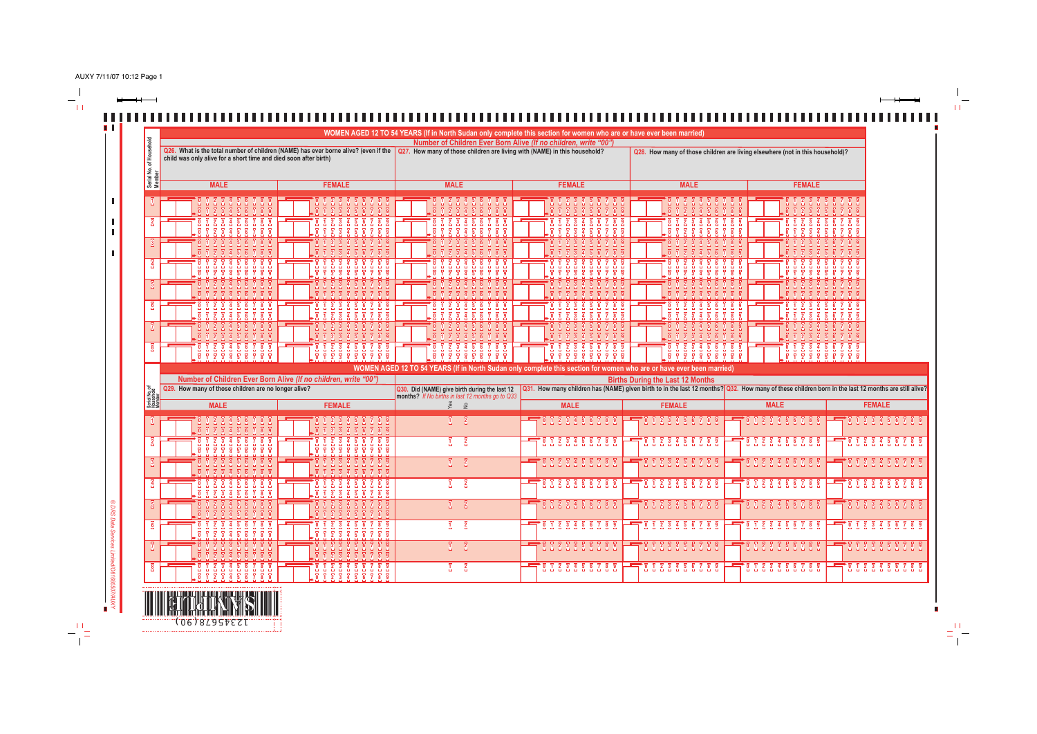## WOMEN AGED 12 TO 54 YEARS (If in North Sudan only complete this section for women who are or have ever been married)

### Number of Children Ever Born Alive *(If no children, write "00")*

| Serial No. of Household Member | Q26. What is the total number of children (NAME) has ever borne alive? (even if the child was only alive for a short time and died soon after birth) | | Q27. How many of those children are living with (NAME) in this household? | | Q28. How many of those children are living elsewhere (not in this household)? | |
|---|---|---|---|---|---|---|
| | MALE | FEMALE | MALE | FEMALE | MALE | FEMALE |
| 1 | | | | | | |
| 2 | | | | | | |
| 3 | | | | | | |
| 4 | | | | | | |
| 5 | | | | | | |
| 6 | | | | | | |
| 7 | | | | | | |
| 8 | | | | | | |

## WOMEN AGED 12 TO 54 YEARS (If in North Sudan only complete this section for women who are or have ever been married)

| Serial No. of Household Member | Number of Children Ever Born Alive *(If no children, write "00")* Q29. How many of those children are no longer alive? | | Q30. Did (NAME) give birth during the last 12 months? *If No births in last 12 months go to Q33* | Births During the Last 12 Months Q31. How many children has (NAME) given birth to in the last 12 months? | | Q32. How many of these children born in the last 12 months are still alive? | |
|---|---|---|---|---|---|---|---|
| | MALE | FEMALE | Yes / No | MALE | FEMALE | MALE | FEMALE |
| 1 | | | 1 2 | 0 1 2 3 4 5 6 7 8 9 | 0 1 2 3 4 5 6 7 8 9 | 0 1 2 3 4 5 6 7 8 9 | 0 1 2 3 4 5 6 7 8 9 |
| 2 | | | 1 2 | 0 1 2 3 4 5 6 7 8 9 | 0 1 2 3 4 5 6 7 8 9 | 0 1 2 3 4 5 6 7 8 9 | 0 1 2 3 4 5 6 7 8 9 |
| 3 | | | 1 2 | 0 1 2 3 4 5 6 7 8 9 | 0 1 2 3 4 5 6 7 8 9 | 0 1 2 3 4 5 6 7 8 9 | 0 1 2 3 4 5 6 7 8 9 |
| 4 | | | 1 2 | 0 1 2 3 4 5 6 7 8 9 | 0 1 2 3 4 5 6 7 8 9 | 0 1 2 3 4 5 6 7 8 9 | 0 1 2 3 4 5 6 7 8 9 |
| 5 | | | 1 2 | 0 1 2 3 4 5 6 7 8 9 | 0 1 2 3 4 5 6 7 8 9 | 0 1 2 3 4 5 6 7 8 9 | 0 1 2 3 4 5 6 7 8 9 |
| 6 | | | 1 2 | 0 1 2 3 4 5 6 7 8 9 | 0 1 2 3 4 5 6 7 8 9 | 0 1 2 3 4 5 6 7 8 9 | 0 1 2 3 4 5 6 7 8 9 |
| 7 | | | 1 2 | 0 1 2 3 4 5 6 7 8 9 | 0 1 2 3 4 5 6 7 8 9 | 0 1 2 3 4 5 6 7 8 9 | 0 1 2 3 4 5 6 7 8 9 |
| 8 | | | 1 2 | 0 1 2 3 4 5 6 7 8 9 | 0 1 2 3 4 5 6 7 8 9 | 0 1 2 3 4 5 6 7 8 9 | 0 1 2 3 4 5 6 7 8 9 |

1234567890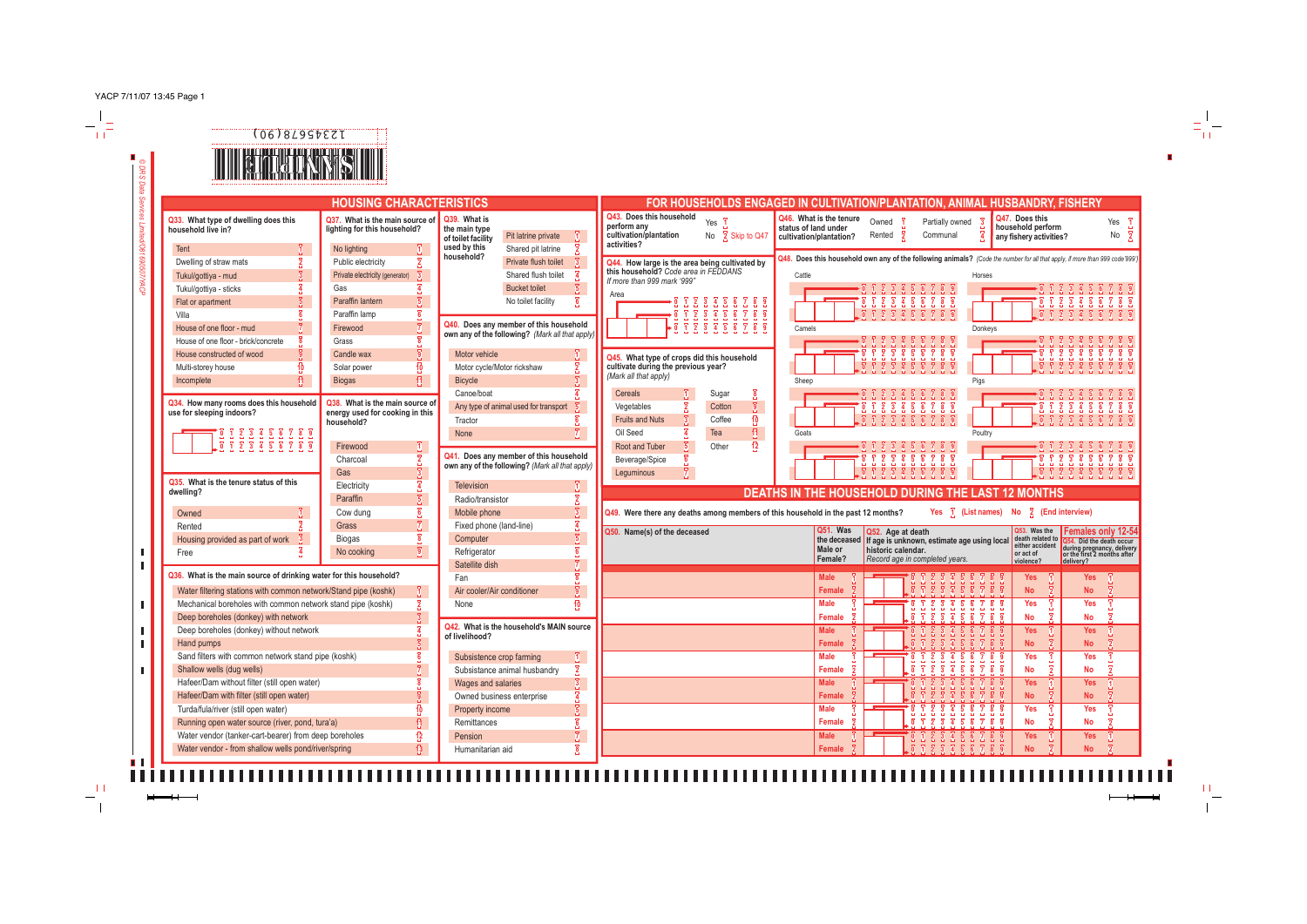## HOUSING CHARACTERISTICS

**Q33. What type of dwelling does this household live in?**

- Tent 1
- Dwelling of straw mats 2
- Tukul/gottiya - mud 3
- Tukul/gottiya - sticks 4
- Flat or apartment 5
- Villa 6
- House of one floor - mud 7
- House of one floor - brick/concrete 8
- House constructed of wood 9
- Multi-storey house 10
- Incomplete 11

**Q34. How many rooms does this household use for sleeping indoors?**

**Q35. What is the tenure status of this dwelling?**

- Owned 1
- Rented 2
- Housing provided as part of work 3
- Free 4

**Q36. What is the main source of drinking water for this household?**

- Water filtering stations with common network/Stand pipe (koshk) 1
- Mechanical boreholes with common network stand pipe (koshk) 2
- Deep boreholes (donkey) with network 3
- Deep boreholes (donkey) without network 4
- Hand pumps 5
- Sand filters with common network stand pipe (koshk) 6
- Shallow wells (dug wells) 7
- Hafeer/Dam without filter (still open water) 8
- Hafeer/Dam with filter (still open water) 9
- Turda/fula/river (still open water) 10
- Running open water source (river, pond, tura'a) 11
- Water vendor (tanker-cart-bearer) from deep boreholes 12
- Water vendor - from shallow wells pond/river/spring 13

**Q37. What is the main source of lighting for this household?**

- No lighting 1
- Public electricity 2
- Private electricity (generator) 3
- Gas 4
- Paraffin lantern 5
- Paraffin lamp 6
- Firewood 7
- Grass 8
- Candle wax 9
- Solar power 10
- Biogas 11

**Q38. What is the main source of energy used for cooking in this household?**

- Firewood 1
- Charcoal 2
- Gas 3
- Electricity 4
- Paraffin 5
- Cow dung 6
- Grass 7
- Biogas 8
- No cooking 9

**Q39. What is the main type of toilet facility used by this household?**

- Pit latrine private 1
- Shared pit latrine 2
- Private flush toilet 3
- Shared flush toilet 4
- Bucket toilet 5
- No toilet facility 6

**Q40. Does any member of this household own any of the following?** *(Mark all that apply)*

- Motor vehicle 1
- Motor cycle/Motor rickshaw 2
- Bicycle 3
- Canoe/boat 4
- Any type of animal used for transport 5
- Tractor 6
- None 7

**Q41. Does any member of this household own any of the following?** *(Mark all that apply)*

- Television 1
- Radio/transistor 2
- Mobile phone 3
- Fixed phone (land-line) 4
- Computer 5
- Refrigerator 6
- Satellite dish 7
- Fan 8
- Air cooler/Air conditioner 9
- None 10

**Q42. What is the household's MAIN source of livelihood?**

- Subsistence crop farming 1
- Subsistance animal husbandry 2
- Wages and salaries 3
- Owned business enterprise 4
- Property income 5
- Remittances 6
- Pension 7
- Humanitarian aid 8

## FOR HOUSEHOLDS ENGAGED IN CULTIVATION/PLANTATION, ANIMAL HUSBANDRY, FISHERY

**Q43. Does this household perform any cultivation/plantation activities?**

- Yes 1
- No 2 Skip to Q47

**Q44. How large is the area being cultivated by this household?** *Code area in FEDDANS*
*If more than 999 mark '999'*

Area

**Q45. What type of crops did this household cultivate during the previous year?** *(Mark all that apply)*

- Cereals 1
- Vegetables 2
- Fruits and Nuts 3
- Oil Seed 4
- Root and Tuber 5
- Beverage/Spice 6
- Leguminous 7
- Sugar 8
- Cotton 9
- Coffee 10
- Tea 11
- Other 12

**Q46. What is the tenure status of land under cultivation/plantation?**

- Owned 1
- Rented 2
- Partially owned 3
- Communal 4

**Q47. Does this household perform any fishery activities?**

- Yes 1
- No 2

**Q48. Does this household own any of the following animals?** *(Code the number for all that apply, if more than 999 code '999')*

- Cattle
- Horses
- Camels
- Donkeys
- Sheep
- Pigs
- Goats
- Poultry

## DEATHS IN THE HOUSEHOLD DURING THE LAST 12 MONTHS

**Q49. Were there any deaths among members of this household in the past 12 months?** Yes 1 (List names) No 2 (End interview)

| Q50. Name(s) of the deceased | Q51. Was the deceased Male or Female? | Q52. Age at death. If age is unknown, estimate age using local historic calendar. *Record age in completed years.* | Q53. Was the death related to either accident or act of violence? | Females only 12-54. Q54. Did the death occur during pregnancy, delivery or the first 2 months after delivery? |
|---|---|---|---|---|
| | Male 1 / Female 2 | | Yes 1 / No 2 | Yes 1 / No 2 |
| | Male 1 / Female 2 | | Yes 1 / No 2 | Yes 1 / No 2 |
| | Male 1 / Female 2 | | Yes 1 / No 2 | Yes 1 / No 2 |
| | Male 1 / Female 2 | | Yes 1 / No 2 | Yes 1 / No 2 |
| | Male 1 / Female 2 | | Yes 1 / No 2 | Yes 1 / No 2 |
| | Male 1 / Female 2 | | Yes 1 / No 2 | Yes 1 / No 2 |
| | Male 1 / Female 2 | | Yes 1 / No 2 | Yes 1 / No 2 |